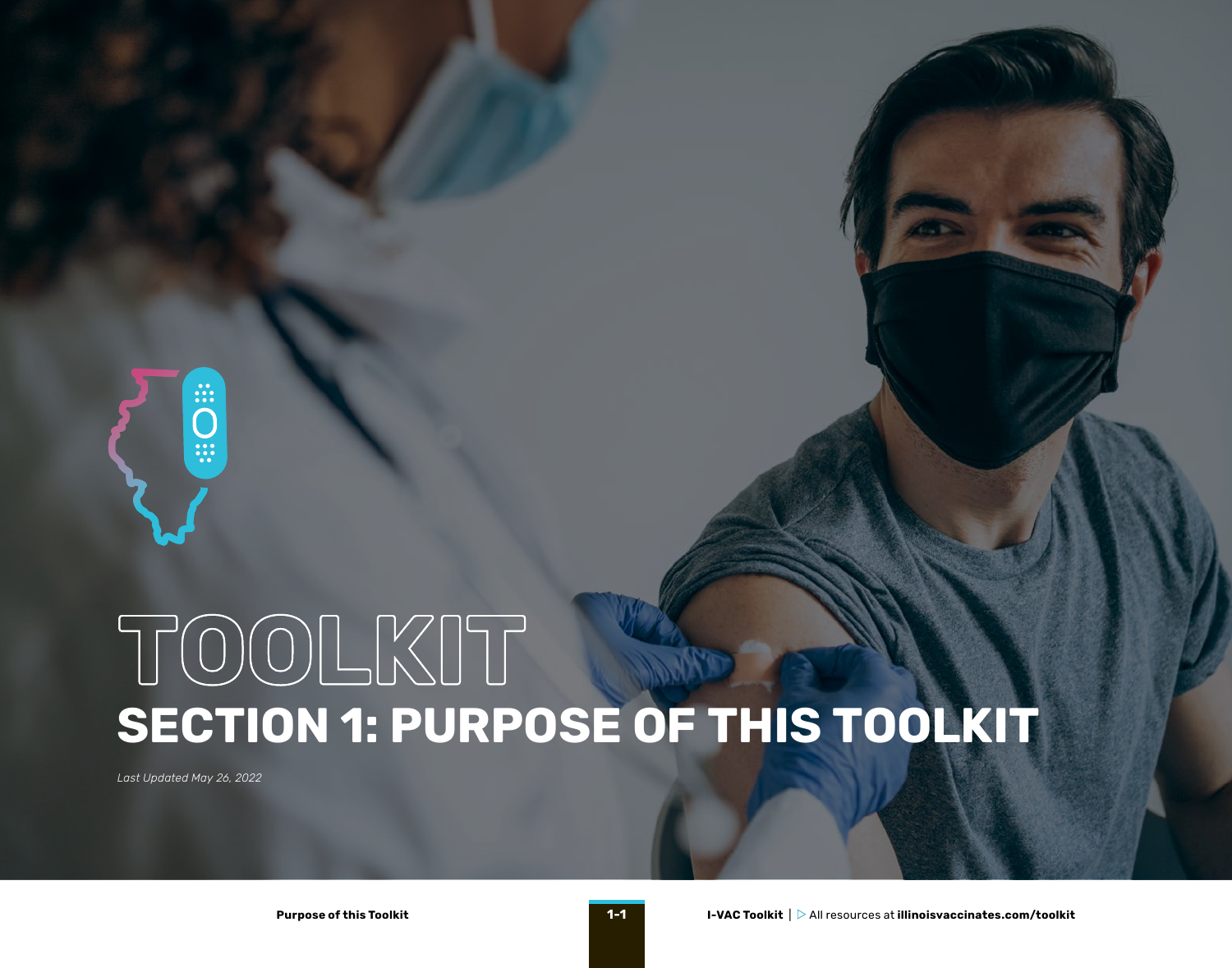# TOOLKIT

## SECTION 1: PURPOSE OF THIS TOOLKIT

*Last Updated May 26, 2022*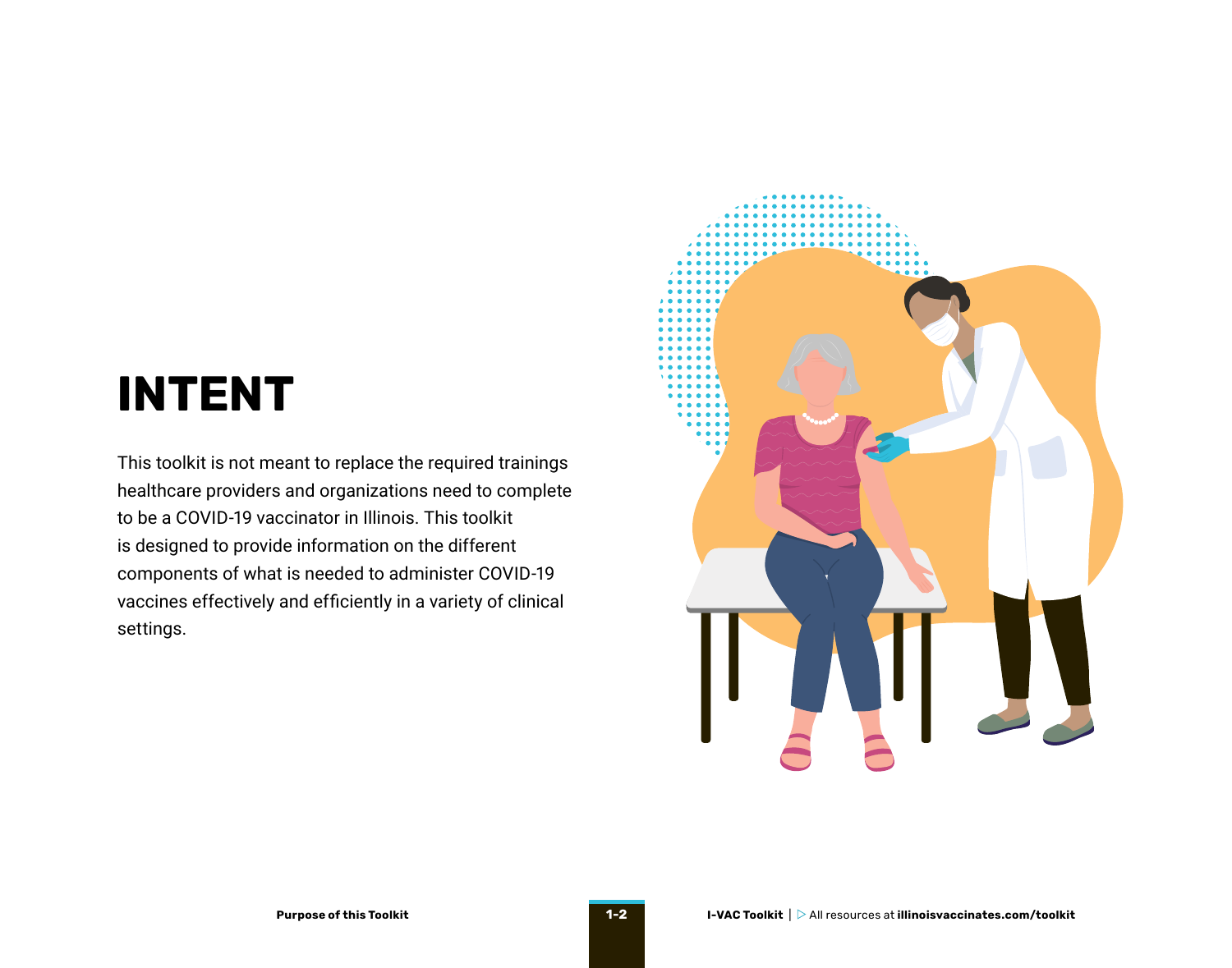# INTENT

This toolkit is not meant to replace the required trainings healthcare providers and organizations need to complete to be a COVID-19 vaccinator in Illinois. This toolkit is designed to provide information on the different components of what is needed to administer COVID-19 vaccines effectively and efficiently in a variety of clinical settings.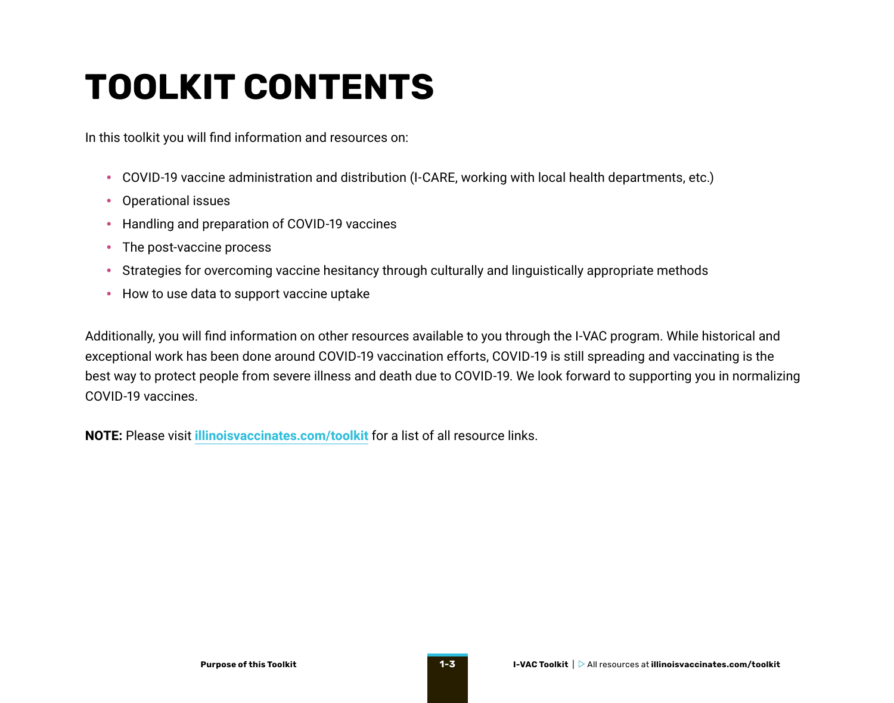# TOOLKIT CONTENTS

In this toolkit you will find information and resources on:

- COVID-19 vaccine administration and distribution (I-CARE, working with local health departments, etc.)
- Operational issues
- Handling and preparation of COVID-19 vaccines
- The post-vaccine process
- Strategies for overcoming vaccine hesitancy through culturally and linguistically appropriate methods
- How to use data to support vaccine uptake

Additionally, you will find information on other resources available to you through the I-VAC program. While historical and exceptional work has been done around COVID-19 vaccination efforts, COVID-19 is still spreading and vaccinating is the best way to protect people from severe illness and death due to COVID-19. We look forward to supporting you in normalizing COVID-19 vaccines.

**NOTE:** Please visit **illinoisvaccinates.com/toolkit** for a list of all resource links.